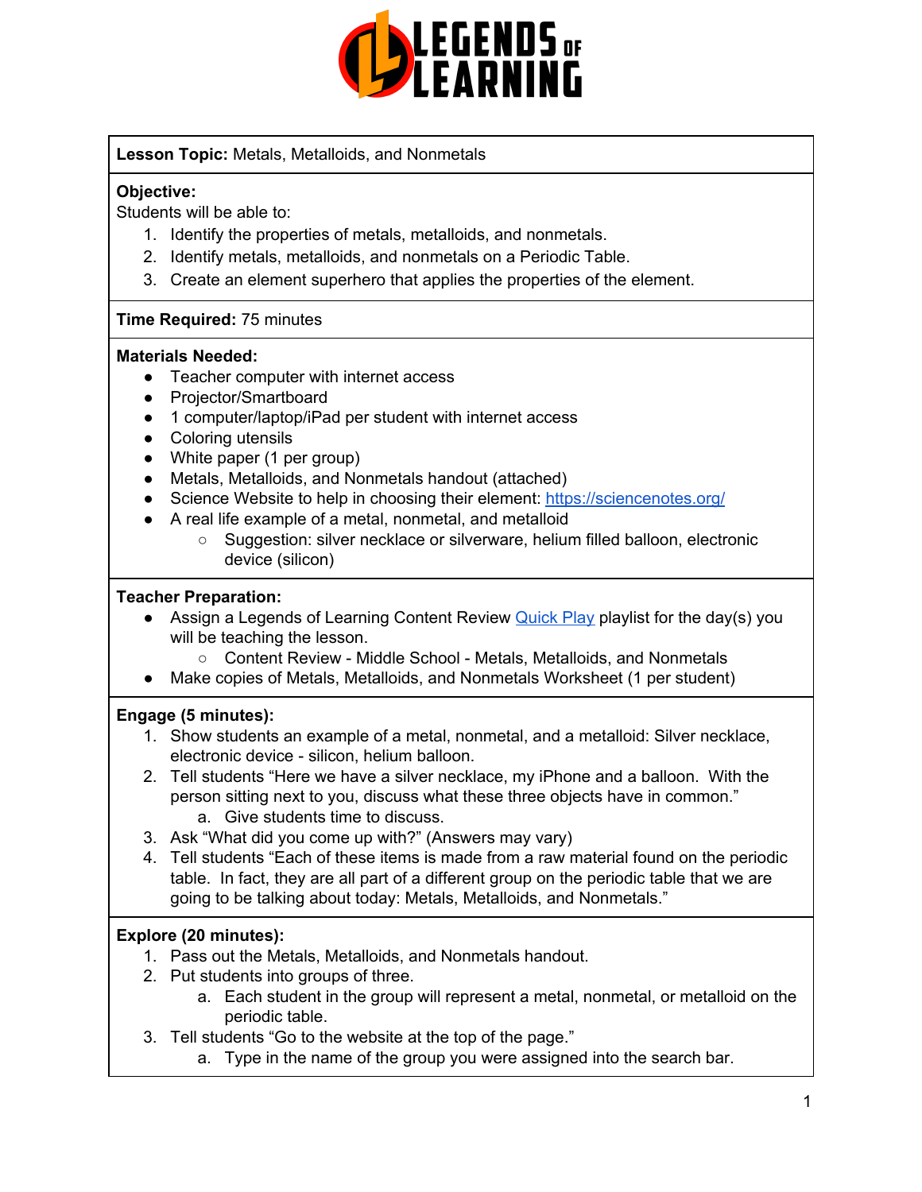**Lesson Topic:** Metals, Metalloids, and Nonmetals

**Objective:**
Students will be able to:

1. Identify the properties of metals, metalloids, and nonmetals.
2. Identify metals, metalloids, and nonmetals on a Periodic Table.
3. Create an element superhero that applies the properties of the element.

**Time Required:** 75 minutes

**Materials Needed:**

- Teacher computer with internet access
- Projector/Smartboard
- 1 computer/laptop/iPad per student with internet access
- Coloring utensils
- White paper (1 per group)
- Metals, Metalloids, and Nonmetals handout (attached)
- Science Website to help in choosing their element: [https://sciencenotes.org/](https://sciencenotes.org/)
- A real life example of a metal, nonmetal, and metalloid
    - Suggestion: silver necklace or silverware, helium filled balloon, electronic device (silicon)

**Teacher Preparation:**

- Assign a Legends of Learning Content Review Quick Play playlist for the day(s) you will be teaching the lesson.
    - Content Review - Middle School - Metals, Metalloids, and Nonmetals
- Make copies of Metals, Metalloids, and Nonmetals Worksheet (1 per student)

**Engage (5 minutes):**

1. Show students an example of a metal, nonmetal, and a metalloid: Silver necklace, electronic device - silicon, helium balloon.
2. Tell students "Here we have a silver necklace, my iPhone and a balloon. With the person sitting next to you, discuss what these three objects have in common."
    a. Give students time to discuss.
3. Ask "What did you come up with?" (Answers may vary)
4. Tell students "Each of these items is made from a raw material found on the periodic table. In fact, they are all part of a different group on the periodic table that we are going to be talking about today: Metals, Metalloids, and Nonmetals."

**Explore (20 minutes):**

1. Pass out the Metals, Metalloids, and Nonmetals handout.
2. Put students into groups of three.
    a. Each student in the group will represent a metal, nonmetal, or metalloid on the periodic table.
3. Tell students "Go to the website at the top of the page."
    a. Type in the name of the group you were assigned into the search bar.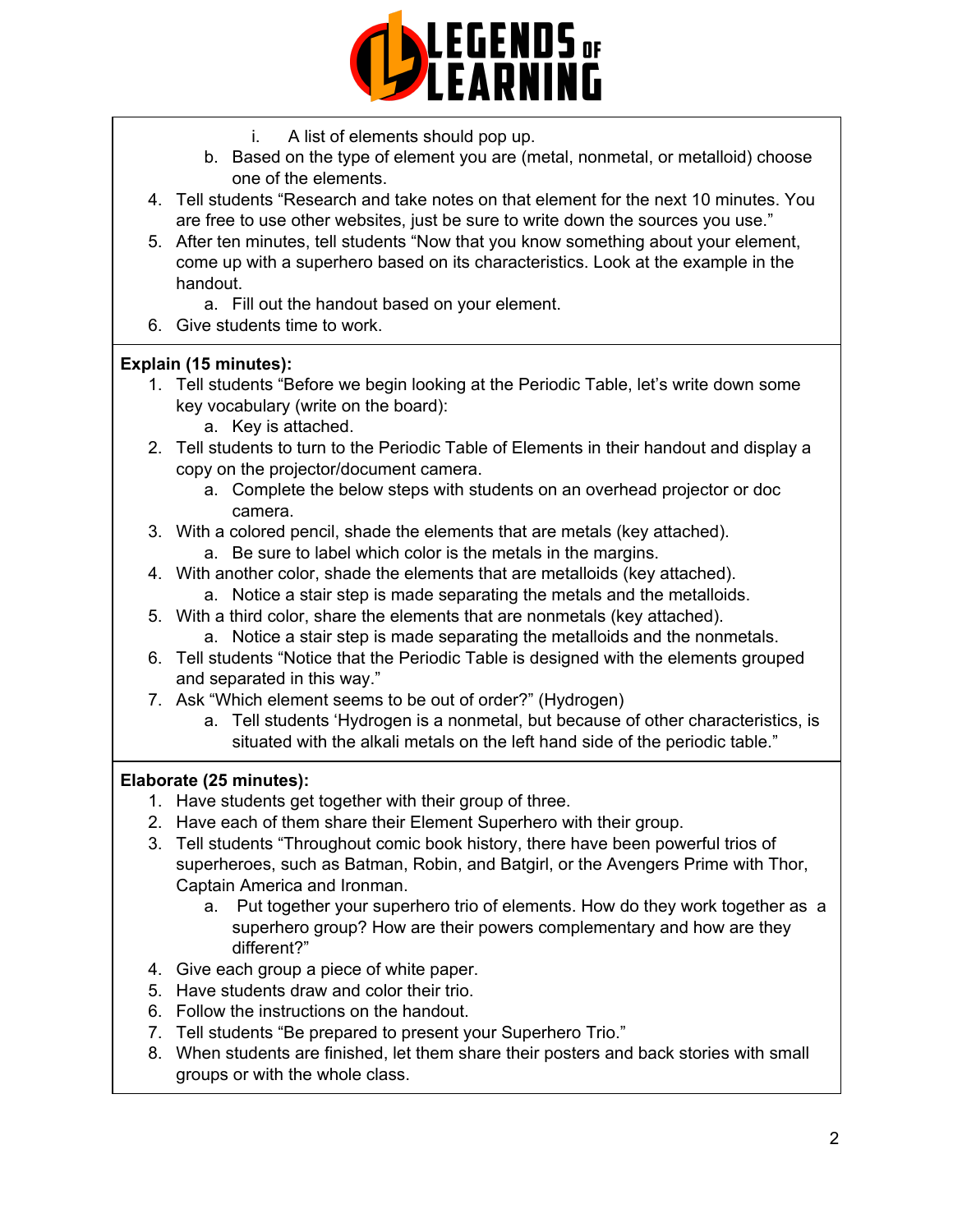i. A list of elements should pop up.
    b. Based on the type of element you are (metal, nonmetal, or metalloid) choose one of the elements.
4. Tell students "Research and take notes on that element for the next 10 minutes. You are free to use other websites, just be sure to write down the sources you use."
5. After ten minutes, tell students "Now that you know something about your element, come up with a superhero based on its characteristics. Look at the example in the handout.
    a. Fill out the handout based on your element.
6. Give students time to work.

**Explain (15 minutes):**

1. Tell students "Before we begin looking at the Periodic Table, let's write down some key vocabulary (write on the board):
    a. Key is attached.
2. Tell students to turn to the Periodic Table of Elements in their handout and display a copy on the projector/document camera.
    a. Complete the below steps with students on an overhead projector or doc camera.
3. With a colored pencil, shade the elements that are metals (key attached).
    a. Be sure to label which color is the metals in the margins.
4. With another color, shade the elements that are metalloids (key attached).
    a. Notice a stair step is made separating the metals and the metalloids.
5. With a third color, share the elements that are nonmetals (key attached).
    a. Notice a stair step is made separating the metalloids and the nonmetals.
6. Tell students "Notice that the Periodic Table is designed with the elements grouped and separated in this way."
7. Ask "Which element seems to be out of order?" (Hydrogen)
    a. Tell students 'Hydrogen is a nonmetal, but because of other characteristics, is situated with the alkali metals on the left hand side of the periodic table."

**Elaborate (25 minutes):**

1. Have students get together with their group of three.
2. Have each of them share their Element Superhero with their group.
3. Tell students "Throughout comic book history, there have been powerful trios of superheroes, such as Batman, Robin, and Batgirl, or the Avengers Prime with Thor, Captain America and Ironman.
    a. Put together your superhero trio of elements. How do they work together as a superhero group? How are their powers complementary and how are they different?"
4. Give each group a piece of white paper.
5. Have students draw and color their trio.
6. Follow the instructions on the handout.
7. Tell students "Be prepared to present your Superhero Trio."
8. When students are finished, let them share their posters and back stories with small groups or with the whole class.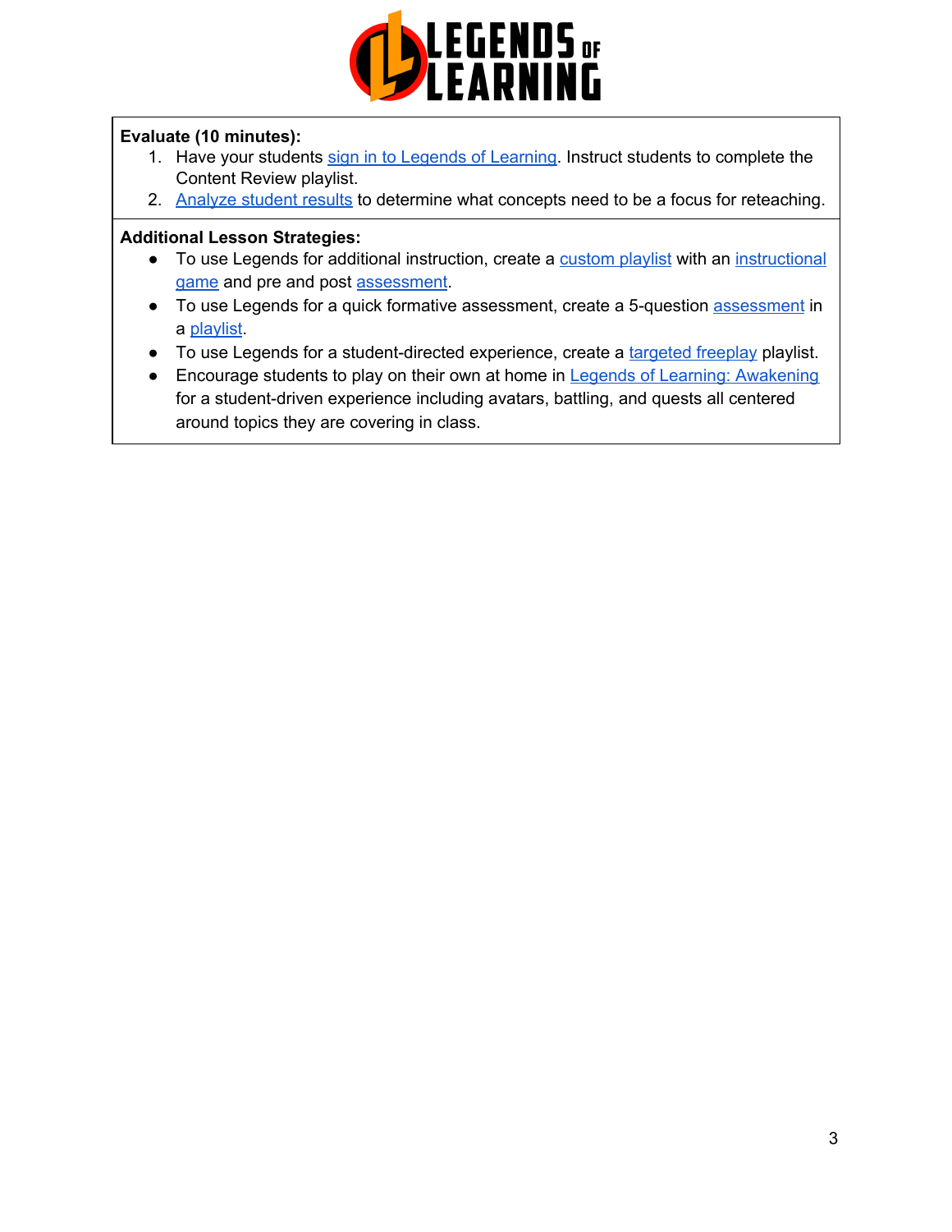**Evaluate (10 minutes):**

1. Have your students sign in to Legends of Learning. Instruct students to complete the Content Review playlist.
2. Analyze student results to determine what concepts need to be a focus for reteaching.

**Additional Lesson Strategies:**

- To use Legends for additional instruction, create a custom playlist with an instructional game and pre and post assessment.
- To use Legends for a quick formative assessment, create a 5-question assessment in a playlist.
- To use Legends for a student-directed experience, create a targeted freeplay playlist.
- Encourage students to play on their own at home in Legends of Learning: Awakening for a student-driven experience including avatars, battling, and quests all centered around topics they are covering in class.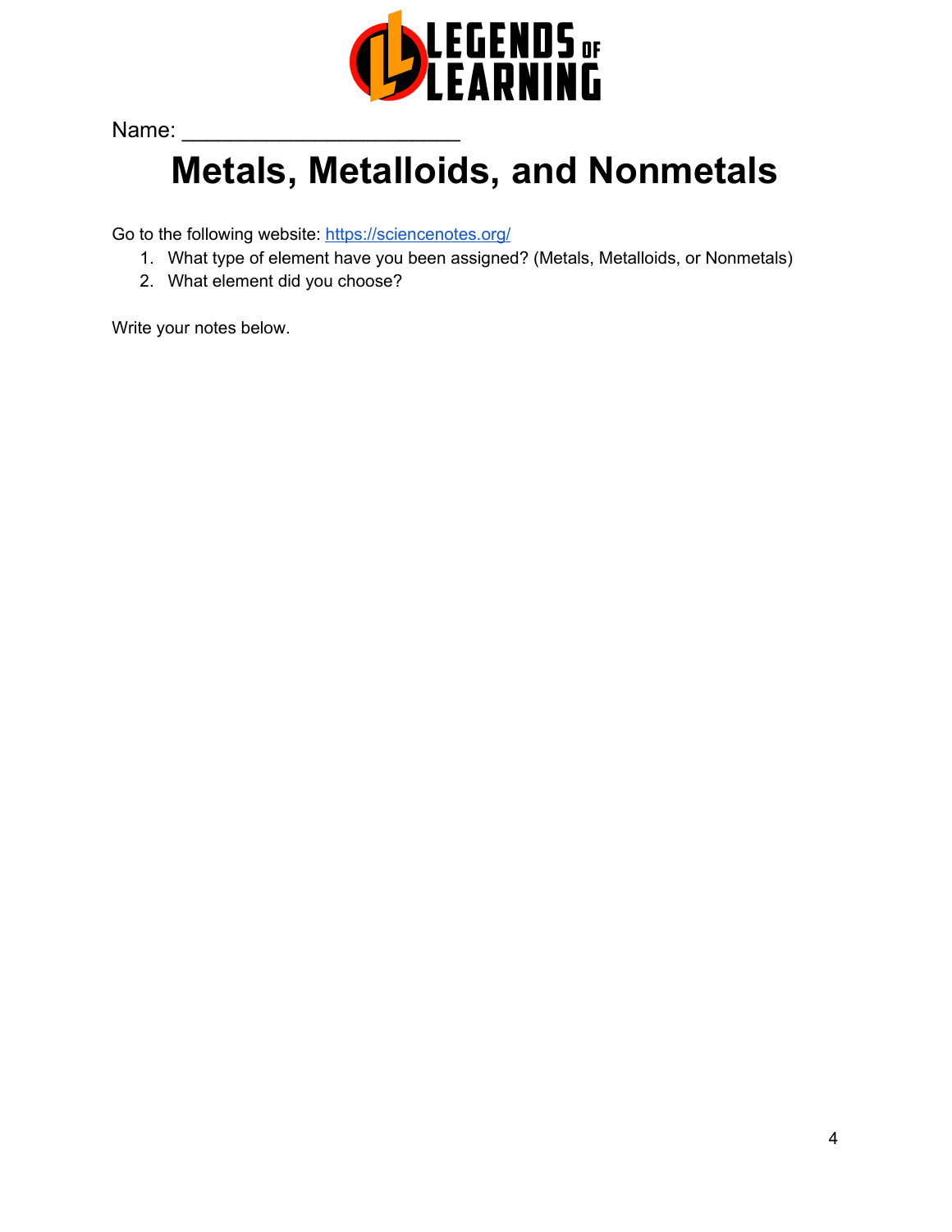Name: ______________________

# Metals, Metalloids, and Nonmetals

Go to the following website: [https://sciencenotes.org/](https://sciencenotes.org/)

1. What type of element have you been assigned? (Metals, Metalloids, or Nonmetals)
2. What element did you choose?

Write your notes below.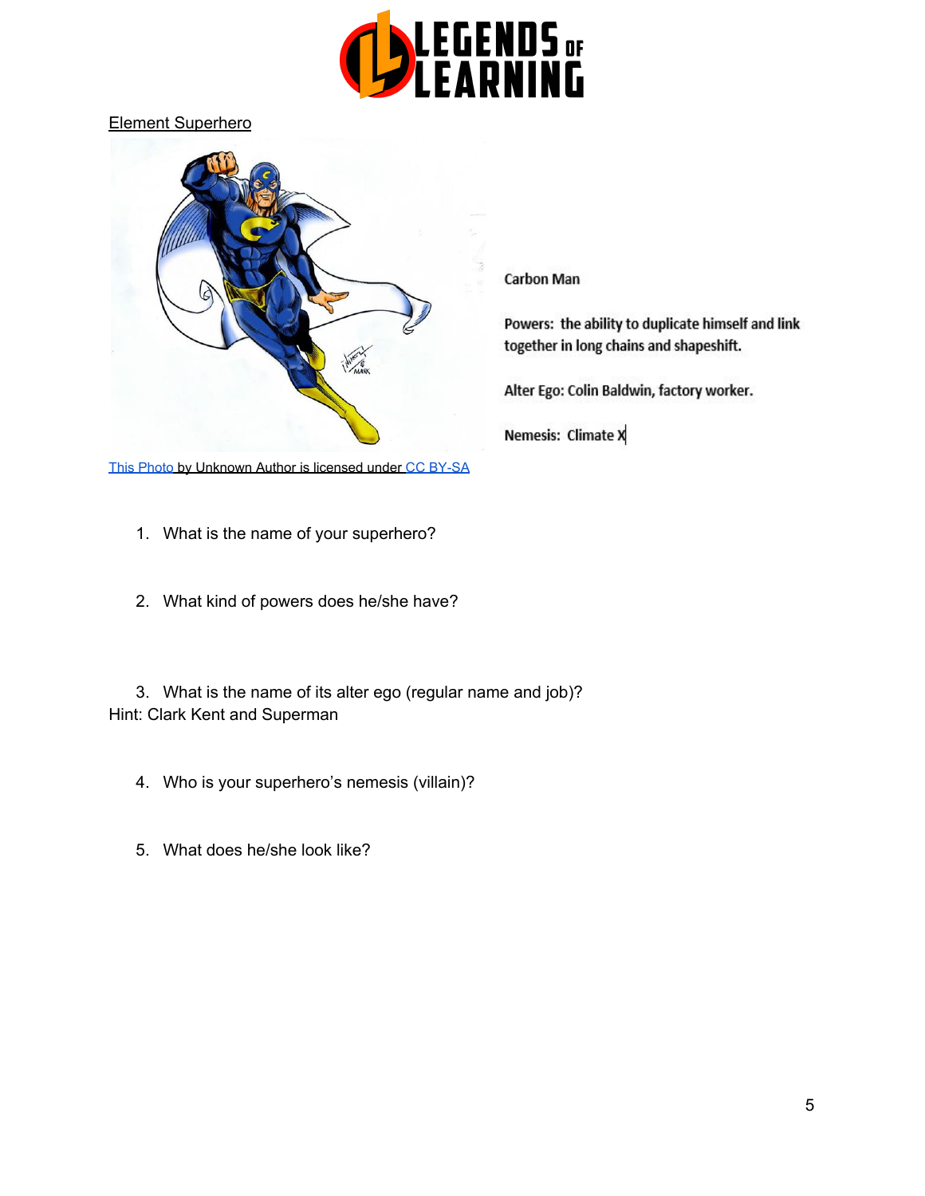Element Superhero

Carbon Man

Powers: the ability to duplicate himself and link together in long chains and shapeshift.

Alter Ego: Colin Baldwin, factory worker.

Nemesis: Climate X

This Photo by Unknown Author is licensed under CC BY-SA

1. What is the name of your superhero?

2. What kind of powers does he/she have?

3. What is the name of its alter ego (regular name and job)?

Hint: Clark Kent and Superman

4. Who is your superhero's nemesis (villain)?

5. What does he/she look like?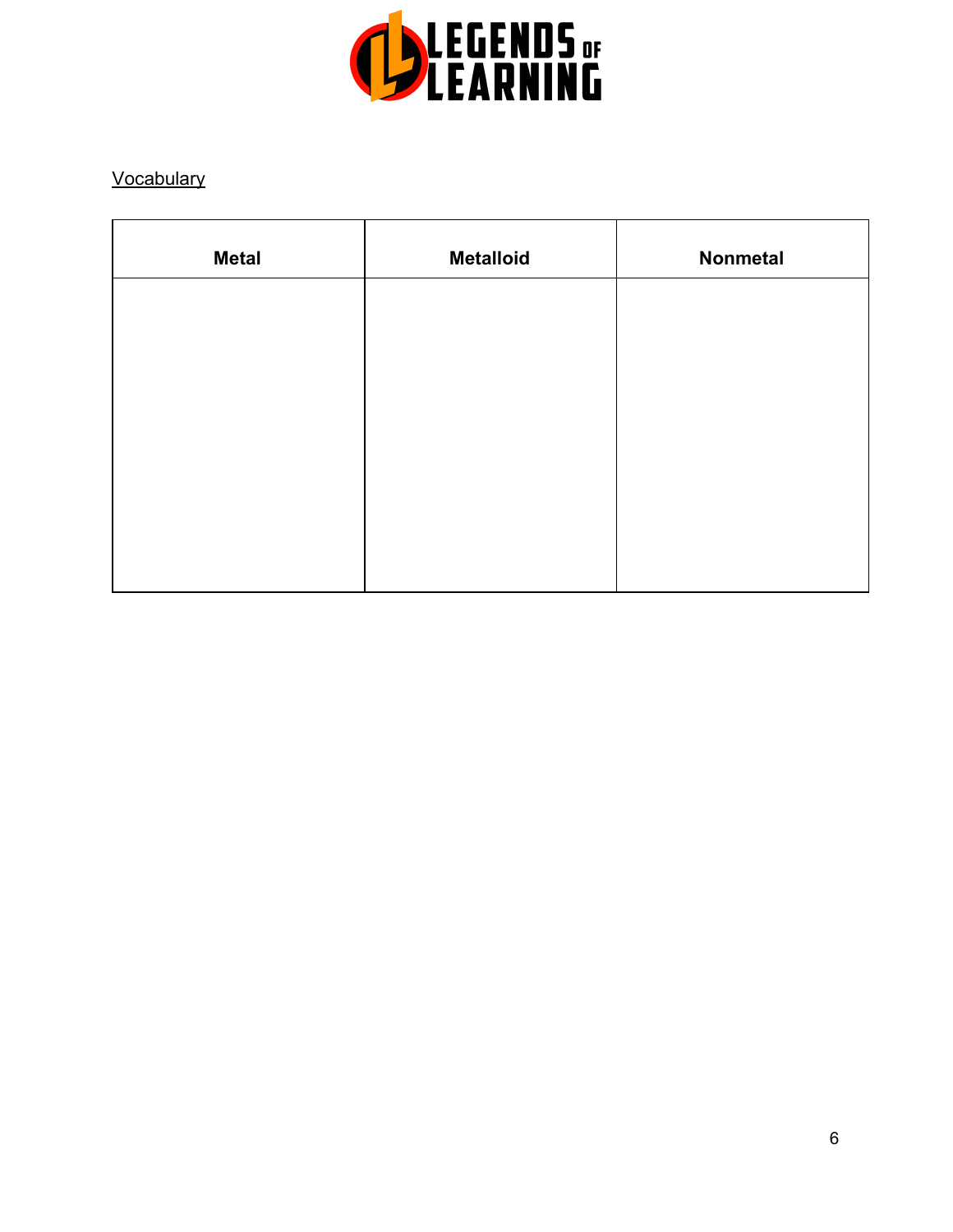Vocabulary

| Metal | Metalloid | Nonmetal |
| --- | --- | --- |
| | | |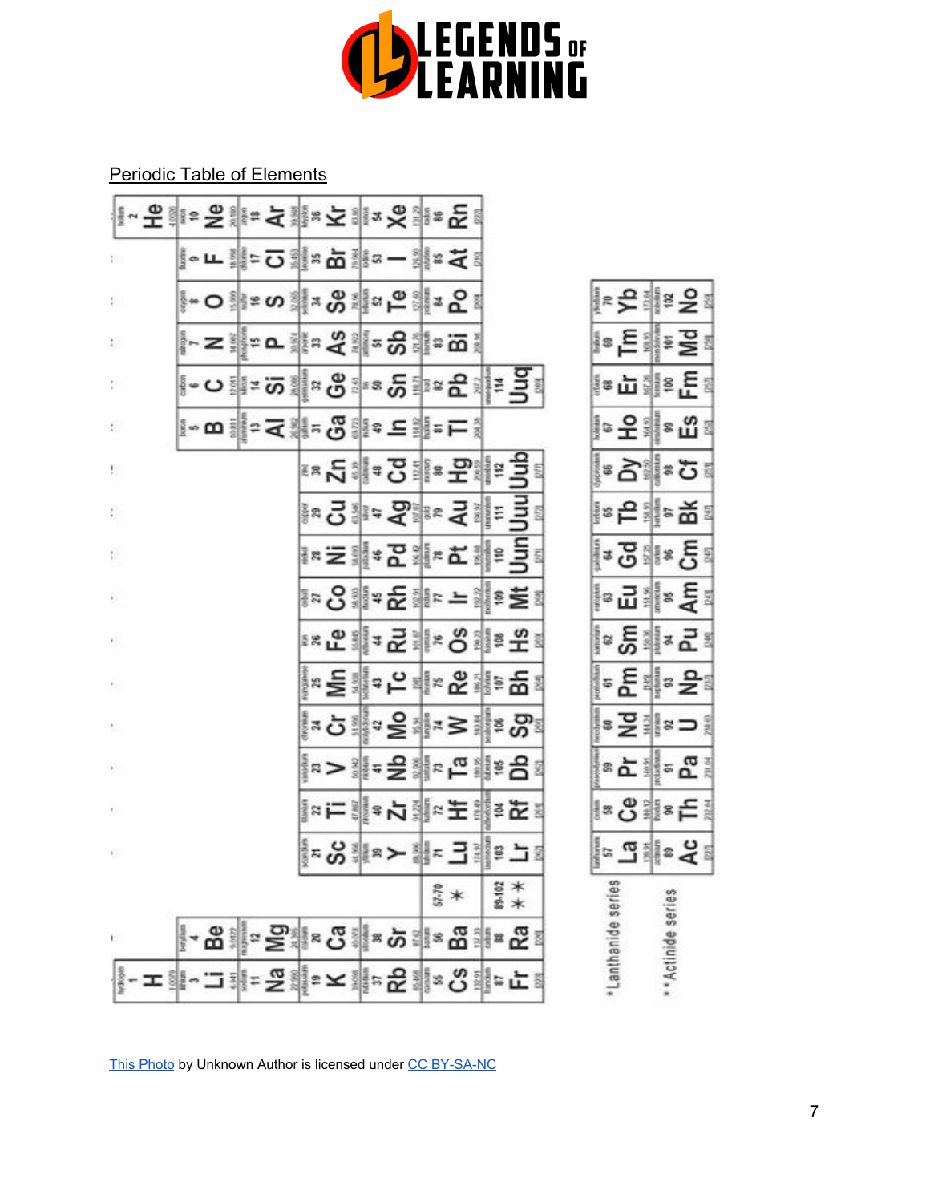Periodic Table of Elements

| 1 | 2 | | 3 | 4 | 5 | 6 | 7 | 8 | 9 | 10 | 11 | 12 | 13 | 14 | 15 | 16 | 17 | 18 |
|---|---|---|---|---|---|---|---|---|---|---|---|---|---|---|---|---|---|---|
| 1 H | | | | | | | | | | | | | | | | | | 2 He |
| 3 Li | 4 Be | | | | | | | | | | | | 5 B | 6 C | 7 N | 8 O | 9 F | 10 Ne |
| 11 Na | 12 Mg | | | | | | | | | | | | 13 Al | 14 Si | 15 P | 16 S | 17 Cl | 18 Ar |
| 19 K | 20 Ca | | 21 Sc | 22 Ti | 23 V | 24 Cr | 25 Mn | 26 Fe | 27 Co | 28 Ni | 29 Cu | 30 Zn | 31 Ga | 32 Ge | 33 As | 34 Se | 35 Br | 36 Kr |
| 37 Rb | 38 Sr | | 39 Y | 40 Zr | 41 Nb | 42 Mo | 43 Tc | 44 Ru | 45 Rh | 46 Pd | 47 Ag | 48 Cd | 49 In | 50 Sn | 51 Sb | 52 Te | 53 I | 54 Xe |
| 55 Cs | 56 Ba | 57-70 * | 71 Lu | 72 Hf | 73 Ta | 74 W | 75 Re | 76 Os | 77 Ir | 78 Pt | 79 Au | 80 Hg | 81 Tl | 82 Pb | 83 Bi | 84 Po | 85 At | 86 Rn |
| 87 Fr | 88 Ra | 89-102 ** | 103 Lr | 104 Rf | 105 Db | 106 Sg | 107 Bh | 108 Hs | 109 Mt | 110 Uun | 111 Uuu | 112 Uub | | 114 Uuq | | | | |

| Series | | | | | | | | | | | | | | |
|---|---|---|---|---|---|---|---|---|---|---|---|---|---|---|
| *Lanthanide series | 57 La | 58 Ce | 59 Pr | 60 Nd | 61 Pm | 62 Sm | 63 Eu | 64 Gd | 65 Tb | 66 Dy | 67 Ho | 68 Er | 69 Tm | 70 Yb |
| **Actinide series | 89 Ac | 90 Th | 91 Pa | 92 U | 93 Np | 94 Pu | 95 Am | 96 Cm | 97 Bk | 98 Cf | 99 Es | 100 Fm | 101 Md | 102 No |

This Photo by Unknown Author is licensed under CC BY-SA-NC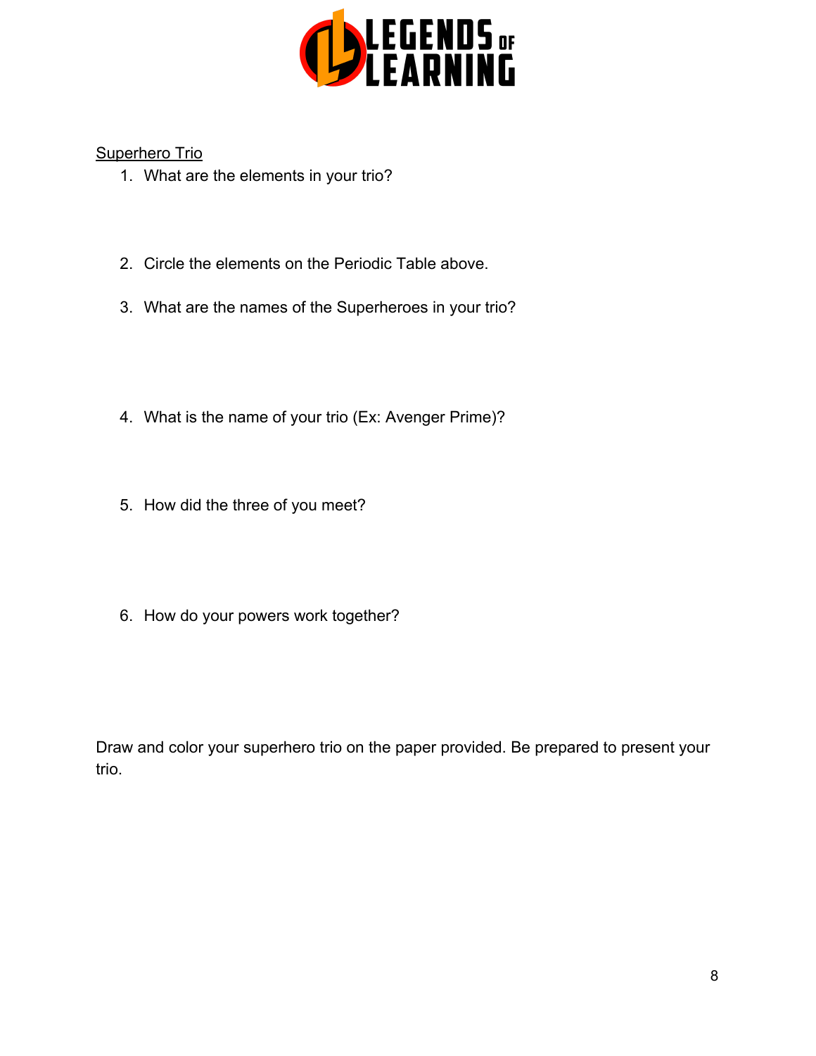Superhero Trio

1. What are the elements in your trio?

2. Circle the elements on the Periodic Table above.

3. What are the names of the Superheroes in your trio?

4. What is the name of your trio (Ex: Avenger Prime)?

5. How did the three of you meet?

6. How do your powers work together?

Draw and color your superhero trio on the paper provided. Be prepared to present your trio.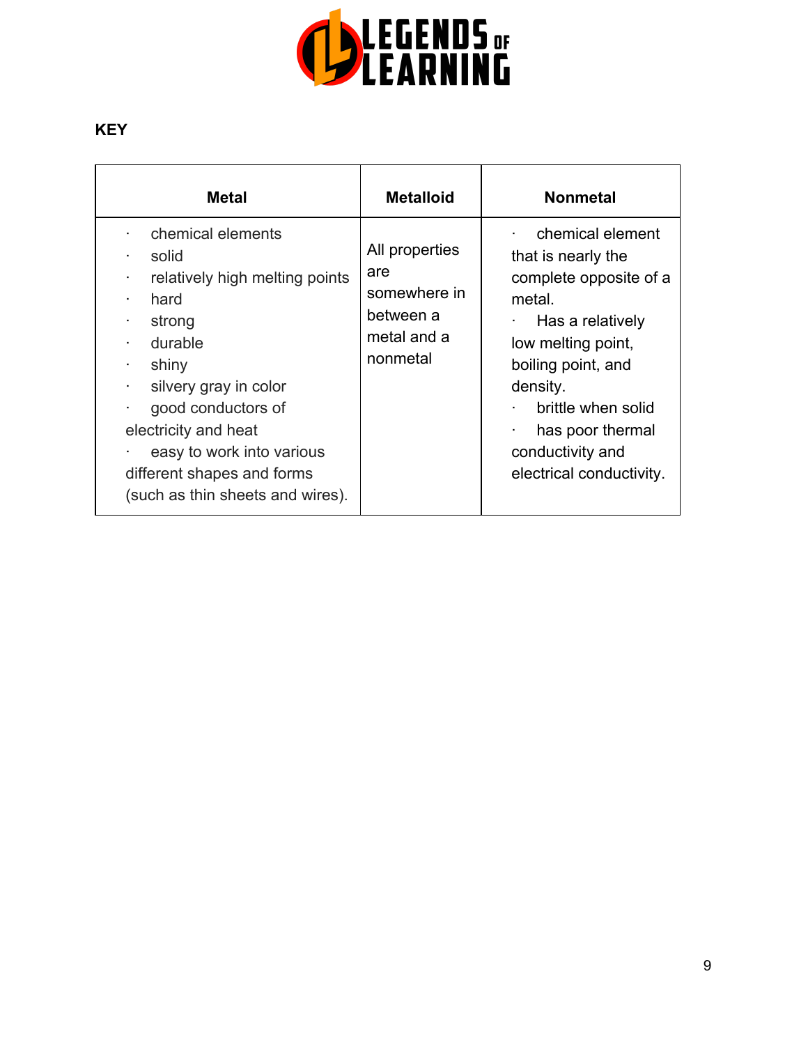**KEY**

| Metal | Metalloid | Nonmetal |
| --- | --- | --- |
| · chemical elements<br>· solid<br>· relatively high melting points<br>· hard<br>· strong<br>· durable<br>· shiny<br>· silvery gray in color<br>· good conductors of electricity and heat<br>· easy to work into various different shapes and forms (such as thin sheets and wires). | All properties are somewhere in between a metal and a nonmetal | · chemical element that is nearly the complete opposite of a metal.<br>· Has a relatively low melting point, boiling point, and density.<br>· brittle when solid<br>· has poor thermal conductivity and electrical conductivity. |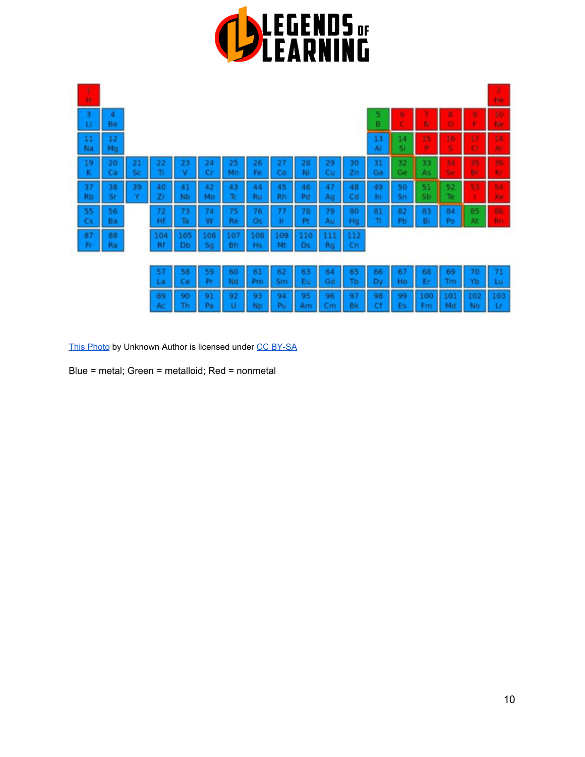This Photo by Unknown Author is licensed under CC BY-SA

Blue = metal; Green = metalloid; Red = nonmetal